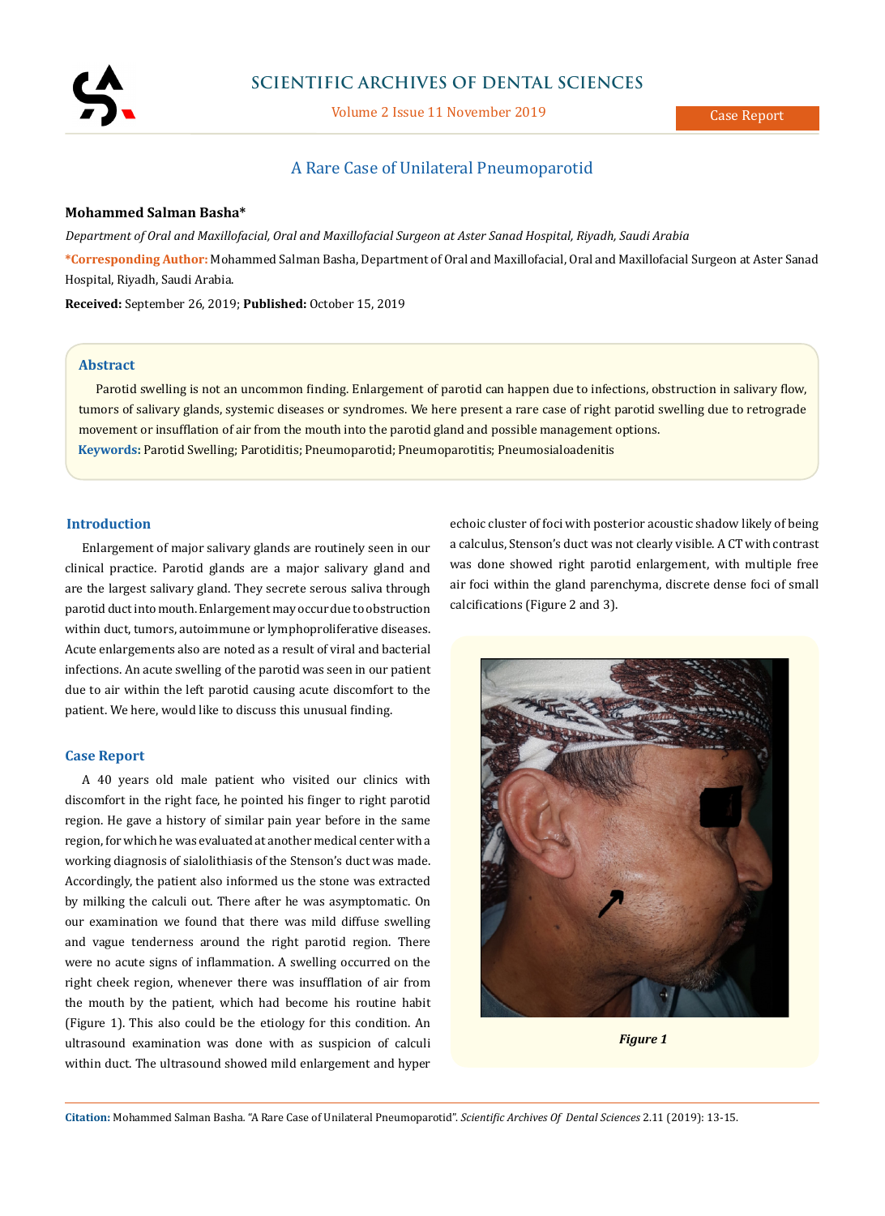# A Rare Case of Unilateral Pneumoparotid

**Mohammed Salman Basha***

*Department of Oral and Maxillofacial, Oral and Maxillofacial Surgeon at Aster Sanad Hospital, Riyadh, Saudi Arabia*

***Corresponding Author:** Mohammed Salman Basha, Department of Oral and Maxillofacial, Oral and Maxillofacial Surgeon at Aster Sanad Hospital, Riyadh, Saudi Arabia.

**Received:** September 26, 2019; **Published:** October 15, 2019

## Abstract

Parotid swelling is not an uncommon finding. Enlargement of parotid can happen due to infections, obstruction in salivary flow, tumors of salivary glands, systemic diseases or syndromes. We here present a rare case of right parotid swelling due to retrograde movement or insufflation of air from the mouth into the parotid gland and possible management options.

**Keywords:** Parotid Swelling; Parotiditis; Pneumoparotid; Pneumoparotitis; Pneumosialoadenitis

## Introduction

Enlargement of major salivary glands are routinely seen in our clinical practice. Parotid glands are a major salivary gland and are the largest salivary gland. They secrete serous saliva through parotid duct into mouth. Enlargement may occur due to obstruction within duct, tumors, autoimmune or lymphoproliferative diseases. Acute enlargements also are noted as a result of viral and bacterial infections. An acute swelling of the parotid was seen in our patient due to air within the left parotid causing acute discomfort to the patient. We here, would like to discuss this unusual finding.

## Case Report

A 40 years old male patient who visited our clinics with discomfort in the right face, he pointed his finger to right parotid region. He gave a history of similar pain year before in the same region, for which he was evaluated at another medical center with a working diagnosis of sialolithiasis of the Stenson's duct was made. Accordingly, the patient also informed us the stone was extracted by milking the calculi out. There after he was asymptomatic. On our examination we found that there was mild diffuse swelling and vague tenderness around the right parotid region. There were no acute signs of inflammation. A swelling occurred on the right cheek region, whenever there was insufflation of air from the mouth by the patient, which had become his routine habit (Figure 1). This also could be the etiology for this condition. An ultrasound examination was done with as suspicion of calculi within duct. The ultrasound showed mild enlargement and hyper echoic cluster of foci with posterior acoustic shadow likely of being a calculus, Stenson's duct was not clearly visible. A CT with contrast was done showed right parotid enlargement, with multiple free air foci within the gland parenchyma, discrete dense foci of small calcifications (Figure 2 and 3).

*Figure 1*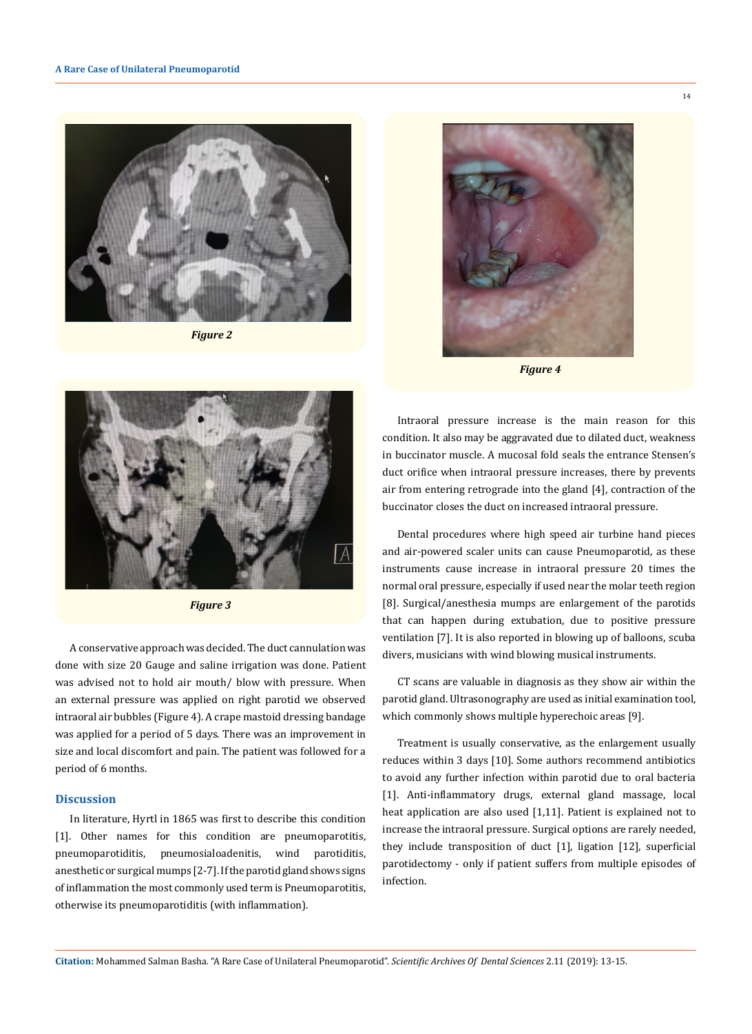Figure 2

Figure 3

Figure 4

A conservative approach was decided. The duct cannulation was done with size 20 Gauge and saline irrigation was done. Patient was advised not to hold air mouth/ blow with pressure. When an external pressure was applied on right parotid we observed intraoral air bubbles (Figure 4). A crape mastoid dressing bandage was applied for a period of 5 days. There was an improvement in size and local discomfort and pain. The patient was followed for a period of 6 months.

## Discussion

In literature, Hyrtl in 1865 was first to describe this condition [1]. Other names for this condition are pneumoparotitis, pneumoparotiditis, pneumosialoadenitis, wind parotiditis, anesthetic or surgical mumps [2-7]. If the parotid gland shows signs of inflammation the most commonly used term is Pneumoparotitis, otherwise its pneumoparotiditis (with inflammation).

Intraoral pressure increase is the main reason for this condition. It also may be aggravated due to dilated duct, weakness in buccinator muscle. A mucosal fold seals the entrance Stensen's duct orifice when intraoral pressure increases, there by prevents air from entering retrograde into the gland [4], contraction of the buccinator closes the duct on increased intraoral pressure.

Dental procedures where high speed air turbine hand pieces and air-powered scaler units can cause Pneumoparotid, as these instruments cause increase in intraoral pressure 20 times the normal oral pressure, especially if used near the molar teeth region [8]. Surgical/anesthesia mumps are enlargement of the parotids that can happen during extubation, due to positive pressure ventilation [7]. It is also reported in blowing up of balloons, scuba divers, musicians with wind blowing musical instruments.

CT scans are valuable in diagnosis as they show air within the parotid gland. Ultrasonography are used as initial examination tool, which commonly shows multiple hyperechoic areas [9].

Treatment is usually conservative, as the enlargement usually reduces within 3 days [10]. Some authors recommend antibiotics to avoid any further infection within parotid due to oral bacteria [1]. Anti-inflammatory drugs, external gland massage, local heat application are also used [1,11]. Patient is explained not to increase the intraoral pressure. Surgical options are rarely needed, they include transposition of duct [1], ligation [12], superficial parotidectomy - only if patient suffers from multiple episodes of infection.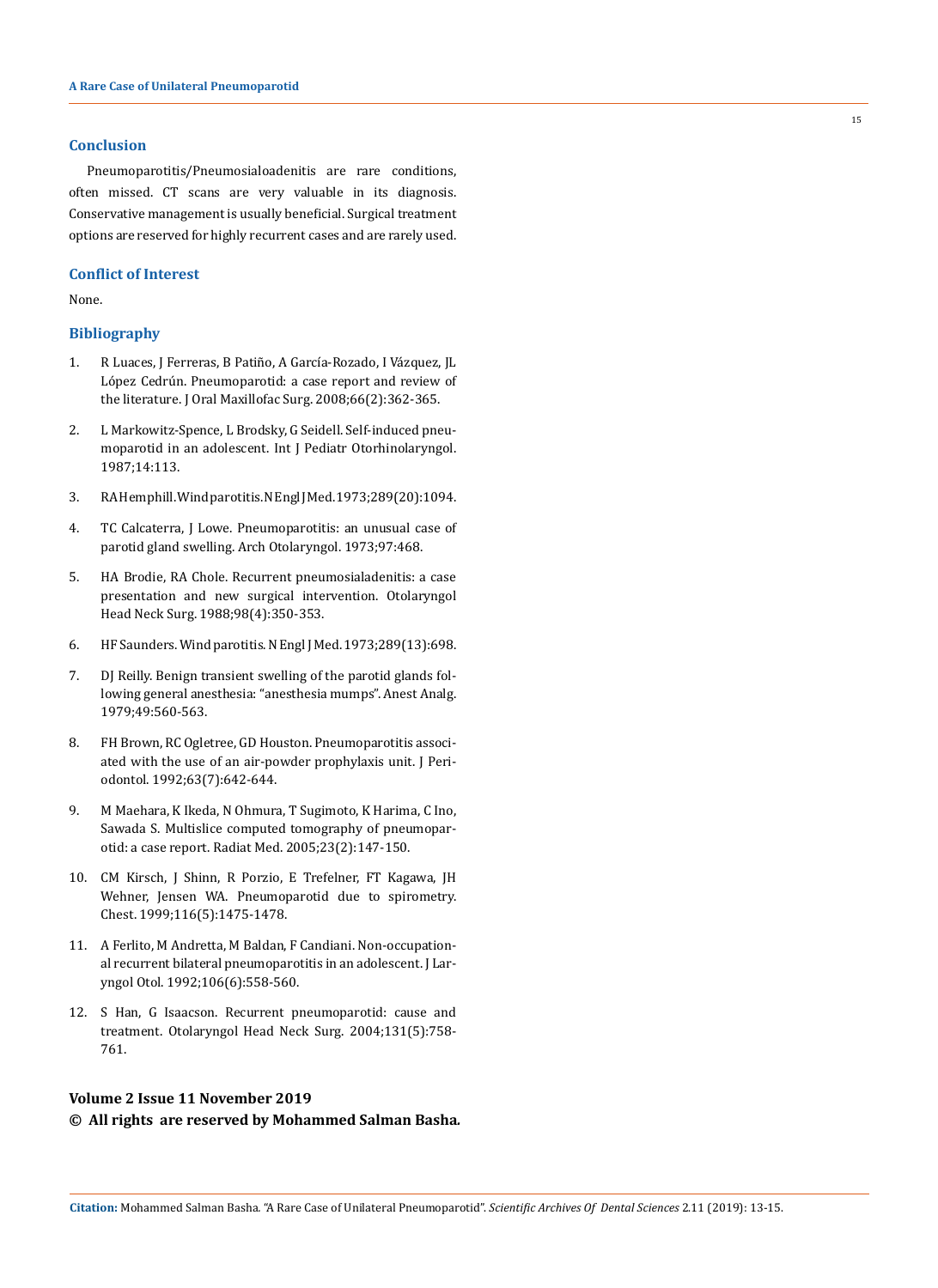## Conclusion

Pneumoparotitis/Pneumosialoadenitis are rare conditions, often missed. CT scans are very valuable in its diagnosis. Conservative management is usually beneficial. Surgical treatment options are reserved for highly recurrent cases and are rarely used.

## Conflict of Interest

None.

## Bibliography

1. R Luaces, J Ferreras, B Patiño, A García-Rozado, I Vázquez, JL López Cedrún. Pneumoparotid: a case report and review of the literature. J Oral Maxillofac Surg. 2008;66(2):362-365.
2. L Markowitz-Spence, L Brodsky, G Seidell. Self-induced pneumoparotid in an adolescent. Int J Pediatr Otorhinolaryngol. 1987;14:113.
3. RA Hemphill. Wind parotitis. N Engl J Med. 1973;289(20):1094.
4. TC Calcaterra, J Lowe. Pneumoparotitis: an unusual case of parotid gland swelling. Arch Otolaryngol. 1973;97:468.
5. HA Brodie, RA Chole. Recurrent pneumosialadenitis: a case presentation and new surgical intervention. Otolaryngol Head Neck Surg. 1988;98(4):350-353.
6. HF Saunders. Wind parotitis. N Engl J Med. 1973;289(13):698.
7. DJ Reilly. Benign transient swelling of the parotid glands following general anesthesia: "anesthesia mumps". Anest Analg. 1979;49:560-563.
8. FH Brown, RC Ogletree, GD Houston. Pneumoparotitis associated with the use of an air-powder prophylaxis unit. J Periodontol. 1992;63(7):642-644.
9. M Maehara, K Ikeda, N Ohmura, T Sugimoto, K Harima, C Ino, Sawada S. Multislice computed tomography of pneumoparotid: a case report. Radiat Med. 2005;23(2):147-150.
10. CM Kirsch, J Shinn, R Porzio, E Trefelner, FT Kagawa, JH Wehner, Jensen WA. Pneumoparotid due to spirometry. Chest. 1999;116(5):1475-1478.
11. A Ferlito, M Andretta, M Baldan, F Candiani. Non-occupational recurrent bilateral pneumoparotitis in an adolescent. J Laryngol Otol. 1992;106(6):558-560.
12. S Han, G Isaacson. Recurrent pneumoparotid: cause and treatment. Otolaryngol Head Neck Surg. 2004;131(5):758-761.

**Volume 2 Issue 11 November 2019**
**© All rights are reserved by Mohammed Salman Basha.**